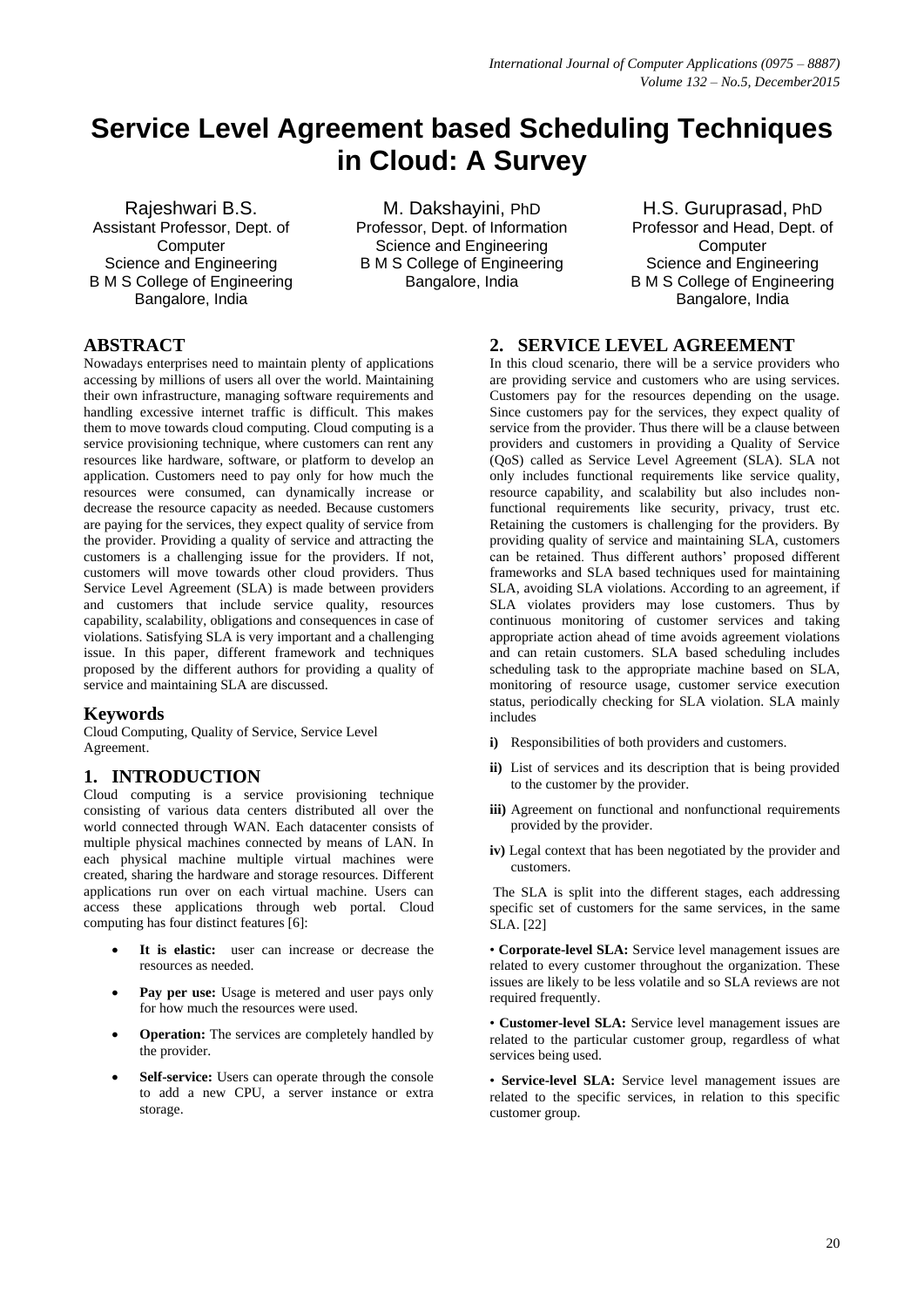# Service Level Agreement based Scheduling Techniques in Cloud: A Survey

Rajeshwari B.S.
Assistant Professor, Dept. of Computer Science and Engineering
B M S College of Engineering
Bangalore, India

M. Dakshayini, PhD
Professor, Dept. of Information Science and Engineering
B M S College of Engineering
Bangalore, India

H.S. Guruprasad, PhD
Professor and Head, Dept. of Computer Science and Engineering
B M S College of Engineering
Bangalore, India

## ABSTRACT

Nowadays enterprises need to maintain plenty of applications accessing by millions of users all over the world. Maintaining their own infrastructure, managing software requirements and handling excessive internet traffic is difficult. This makes them to move towards cloud computing. Cloud computing is a service provisioning technique, where customers can rent any resources like hardware, software, or platform to develop an application. Customers need to pay only for how much the resources were consumed, can dynamically increase or decrease the resource capacity as needed. Because customers are paying for the services, they expect quality of service from the provider. Providing a quality of service and attracting the customers is a challenging issue for the providers. If not, customers will move towards other cloud providers. Thus Service Level Agreement (SLA) is made between providers and customers that include service quality, resources capability, scalability, obligations and consequences in case of violations. Satisfying SLA is very important and a challenging issue. In this paper, different framework and techniques proposed by the different authors for providing a quality of service and maintaining SLA are discussed.

## Keywords

Cloud Computing, Quality of Service, Service Level Agreement.

## 1. INTRODUCTION

Cloud computing is a service provisioning technique consisting of various data centers distributed all over the world connected through WAN. Each datacenter consists of multiple physical machines connected by means of LAN. In each physical machine multiple virtual machines were created, sharing the hardware and storage resources. Different applications run over on each virtual machine. Users can access these applications through web portal. Cloud computing has four distinct features [6]:

- **It is elastic:** user can increase or decrease the resources as needed.
- **Pay per use:** Usage is metered and user pays only for how much the resources were used.
- **Operation:** The services are completely handled by the provider.
- **Self-service:** Users can operate through the console to add a new CPU, a server instance or extra storage.

## 2. SERVICE LEVEL AGREEMENT

In this cloud scenario, there will be a service providers who are providing service and customers who are using services. Customers pay for the resources depending on the usage. Since customers pay for the services, they expect quality of service from the provider. Thus there will be a clause between providers and customers in providing a Quality of Service (QoS) called as Service Level Agreement (SLA). SLA not only includes functional requirements like service quality, resource capability, and scalability but also includes non-functional requirements like security, privacy, trust etc. Retaining the customers is challenging for the providers. By providing quality of service and maintaining SLA, customers can be retained. Thus different authors' proposed different frameworks and SLA based techniques used for maintaining SLA, avoiding SLA violations. According to an agreement, if SLA violates providers may lose customers. Thus by continuous monitoring of customer services and taking appropriate action ahead of time avoids agreement violations and can retain customers. SLA based scheduling includes scheduling task to the appropriate machine based on SLA, monitoring of resource usage, customer service execution status, periodically checking for SLA violation. SLA mainly includes

**i)** Responsibilities of both providers and customers.

**ii)** List of services and its description that is being provided to the customer by the provider.

**iii)** Agreement on functional and nonfunctional requirements provided by the provider.

**iv)** Legal context that has been negotiated by the provider and customers.

The SLA is split into the different stages, each addressing specific set of customers for the same services, in the same SLA. [22]

• **Corporate-level SLA:** Service level management issues are related to every customer throughout the organization. These issues are likely to be less volatile and so SLA reviews are not required frequently.

• **Customer-level SLA:** Service level management issues are related to the particular customer group, regardless of what services being used.

• **Service-level SLA:** Service level management issues are related to the specific services, in relation to this specific customer group.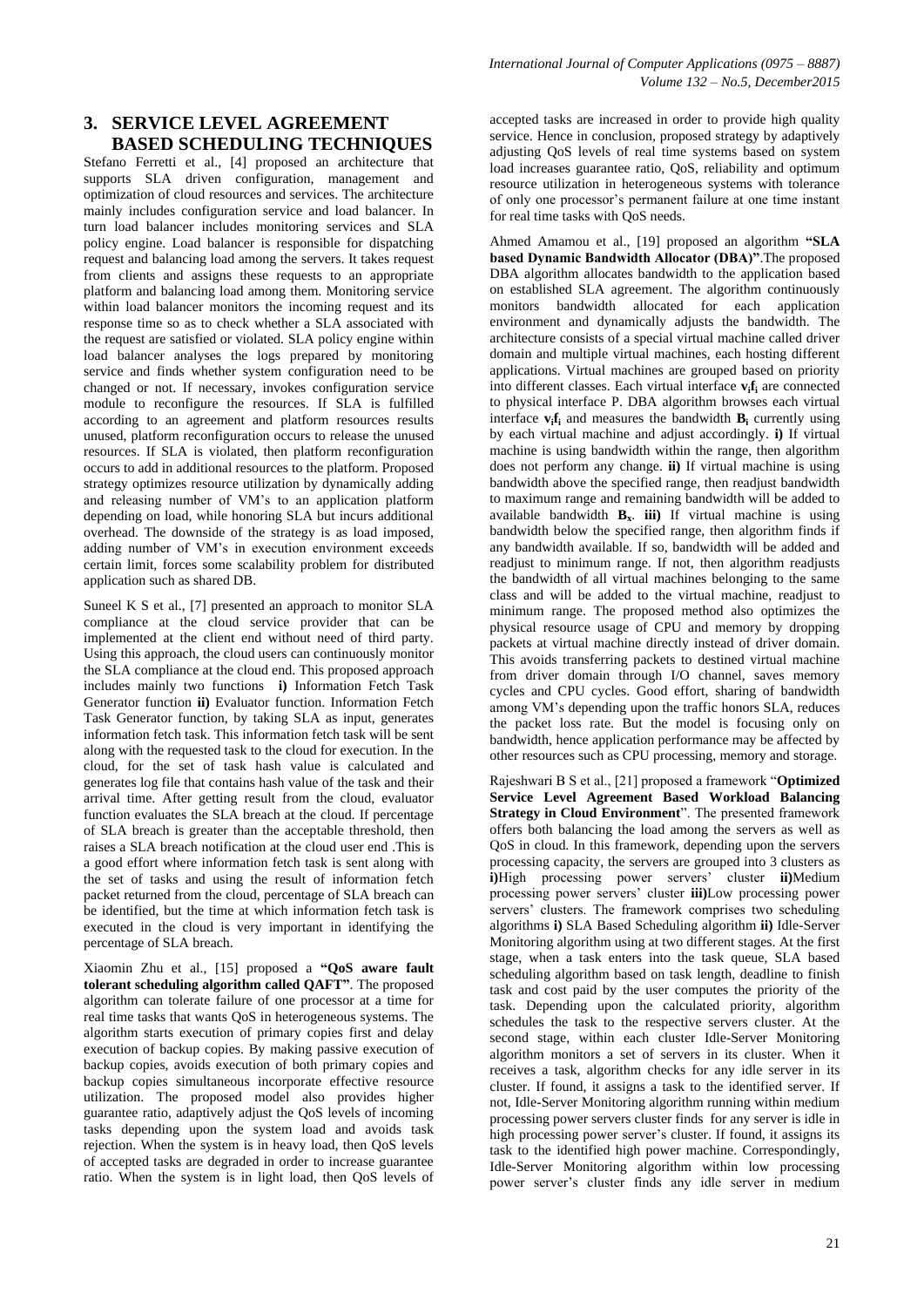## 3. SERVICE LEVEL AGREEMENT BASED SCHEDULING TECHNIQUES

Stefano Ferretti et al., [4] proposed an architecture that supports SLA driven configuration, management and optimization of cloud resources and services. The architecture mainly includes configuration service and load balancer. In turn load balancer includes monitoring services and SLA policy engine. Load balancer is responsible for dispatching request and balancing load among the servers. It takes request from clients and assigns these requests to an appropriate platform and balancing load among them. Monitoring service within load balancer monitors the incoming request and its response time so as to check whether a SLA associated with the request are satisfied or violated. SLA policy engine within load balancer analyses the logs prepared by monitoring service and finds whether system configuration need to be changed or not. If necessary, invokes configuration service module to reconfigure the resources. If SLA is fulfilled according to an agreement and platform resources results unused, platform reconfiguration occurs to release the unused resources. If SLA is violated, then platform reconfiguration occurs to add in additional resources to the platform. Proposed strategy optimizes resource utilization by dynamically adding and releasing number of VM's to an application platform depending on load, while honoring SLA but incurs additional overhead. The downside of the strategy is as load imposed, adding number of VM's in execution environment exceeds certain limit, forces some scalability problem for distributed application such as shared DB.

Suneel K S et al., [7] presented an approach to monitor SLA compliance at the cloud service provider that can be implemented at the client end without need of third party. Using this approach, the cloud users can continuously monitor the SLA compliance at the cloud end. This proposed approach includes mainly two functions **i)** Information Fetch Task Generator function **ii)** Evaluator function. Information Fetch Task Generator function, by taking SLA as input, generates information fetch task. This information fetch task will be sent along with the requested task to the cloud for execution. In the cloud, for the set of task hash value is calculated and generates log file that contains hash value of the task and their arrival time. After getting result from the cloud, evaluator function evaluates the SLA breach at the cloud. If percentage of SLA breach is greater than the acceptable threshold, then raises a SLA breach notification at the cloud user end .This is a good effort where information fetch task is sent along with the set of tasks and using the result of information fetch packet returned from the cloud, percentage of SLA breach can be identified, but the time at which information fetch task is executed in the cloud is very important in identifying the percentage of SLA breach.

Xiaomin Zhu et al., [15] proposed a **"QoS aware fault tolerant scheduling algorithm called QAFT"**. The proposed algorithm can tolerate failure of one processor at a time for real time tasks that wants QoS in heterogeneous systems. The algorithm starts execution of primary copies first and delay execution of backup copies. By making passive execution of backup copies, avoids execution of both primary copies and backup copies simultaneous incorporate effective resource utilization. The proposed model also provides higher guarantee ratio, adaptively adjust the QoS levels of incoming tasks depending upon the system load and avoids task rejection. When the system is in heavy load, then QoS levels of accepted tasks are degraded in order to increase guarantee ratio. When the system is in light load, then QoS levels of accepted tasks are increased in order to provide high quality service. Hence in conclusion, proposed strategy by adaptively adjusting QoS levels of real time systems based on system load increases guarantee ratio, QoS, reliability and optimum resource utilization in heterogeneous systems with tolerance of only one processor's permanent failure at one time instant for real time tasks with QoS needs.

Ahmed Amamou et al., [19] proposed an algorithm **"SLA based Dynamic Bandwidth Allocator (DBA)"**.The proposed DBA algorithm allocates bandwidth to the application based on established SLA agreement. The algorithm continuously monitors bandwidth allocated for each application environment and dynamically adjusts the bandwidth. The architecture consists of a special virtual machine called driver domain and multiple virtual machines, each hosting different applications. Virtual machines are grouped based on priority into different classes. Each virtual interface $\mathbf{v_i f_i}$ are connected to physical interface P. DBA algorithm browses each virtual interface $\mathbf{v_i f_i}$ and measures the bandwidth $\mathbf{B_i}$ currently using by each virtual machine and adjust accordingly. **i)** If virtual machine is using bandwidth within the range, then algorithm does not perform any change. **ii)** If virtual machine is using bandwidth above the specified range, then readjust bandwidth to maximum range and remaining bandwidth will be added to available bandwidth $\mathbf{B_x}$. **iii)** If virtual machine is using bandwidth below the specified range, then algorithm finds if any bandwidth available. If so, bandwidth will be added and readjust to minimum range. If not, then algorithm readjusts the bandwidth of all virtual machines belonging to the same class and will be added to the virtual machine, readjust to minimum range. The proposed method also optimizes the physical resource usage of CPU and memory by dropping packets at virtual machine directly instead of driver domain. This avoids transferring packets to destined virtual machine from driver domain through I/O channel, saves memory cycles and CPU cycles. Good effort, sharing of bandwidth among VM's depending upon the traffic honors SLA, reduces the packet loss rate. But the model is focusing only on bandwidth, hence application performance may be affected by other resources such as CPU processing, memory and storage.

Rajeshwari B S et al., [21] proposed a framework "**Optimized Service Level Agreement Based Workload Balancing Strategy in Cloud Environment**". The presented framework offers both balancing the load among the servers as well as QoS in cloud. In this framework, depending upon the servers processing capacity, the servers are grouped into 3 clusters as **i)**High processing power servers' cluster **ii)**Medium processing power servers' cluster **iii)**Low processing power servers' clusters. The framework comprises two scheduling algorithms **i)** SLA Based Scheduling algorithm **ii)** Idle-Server Monitoring algorithm using at two different stages. At the first stage, when a task enters into the task queue, SLA based scheduling algorithm based on task length, deadline to finish task and cost paid by the user computes the priority of the task. Depending upon the calculated priority, algorithm schedules the task to the respective servers cluster. At the second stage, within each cluster Idle-Server Monitoring algorithm monitors a set of servers in its cluster. When it receives a task, algorithm checks for any idle server in its cluster. If found, it assigns a task to the identified server. If not, Idle-Server Monitoring algorithm running within medium processing power servers cluster finds for any server is idle in high processing power server's cluster. If found, it assigns its task to the identified high power machine. Correspondingly, Idle-Server Monitoring algorithm within low processing power server's cluster finds any idle server in medium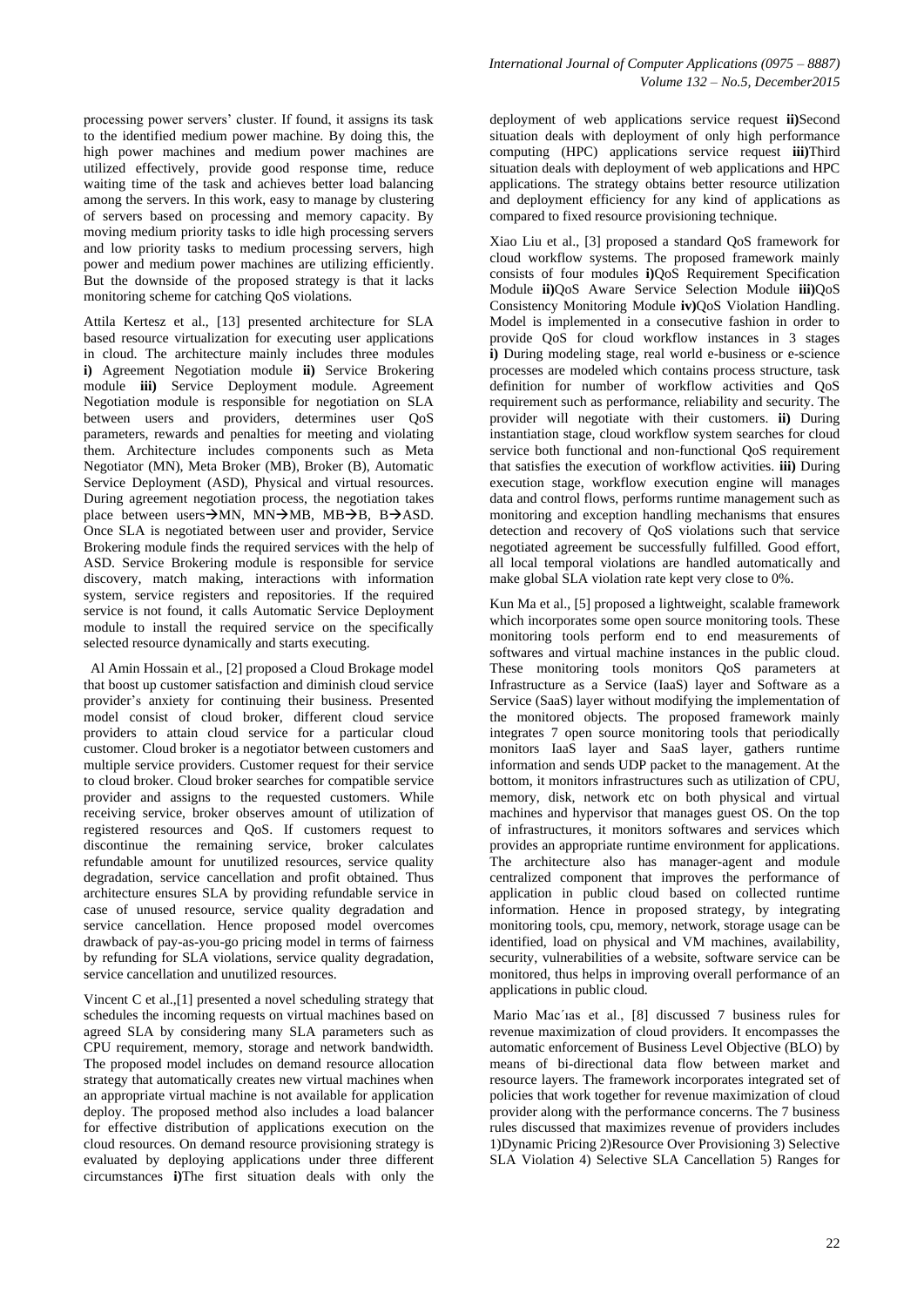processing power servers' cluster. If found, it assigns its task to the identified medium power machine. By doing this, the high power machines and medium power machines are utilized effectively, provide good response time, reduce waiting time of the task and achieves better load balancing among the servers. In this work, easy to manage by clustering of servers based on processing and memory capacity. By moving medium priority tasks to idle high processing servers and low priority tasks to medium processing servers, high power and medium power machines are utilizing efficiently. But the downside of the proposed strategy is that it lacks monitoring scheme for catching QoS violations.

Attila Kertesz et al., [13] presented architecture for SLA based resource virtualization for executing user applications in cloud. The architecture mainly includes three modules **i)** Agreement Negotiation module **ii)** Service Brokering module **iii)** Service Deployment module. Agreement Negotiation module is responsible for negotiation on SLA between users and providers, determines user QoS parameters, rewards and penalties for meeting and violating them. Architecture includes components such as Meta Negotiator (MN), Meta Broker (MB), Broker (B), Automatic Service Deployment (ASD), Physical and virtual resources. During agreement negotiation process, the negotiation takes place between users→MN, MN→MB, MB→B, B→ASD. Once SLA is negotiated between user and provider, Service Brokering module finds the required services with the help of ASD. Service Brokering module is responsible for service discovery, match making, interactions with information system, service registers and repositories. If the required service is not found, it calls Automatic Service Deployment module to install the required service on the specifically selected resource dynamically and starts executing.

Al Amin Hossain et al., [2] proposed a Cloud Brokage model that boost up customer satisfaction and diminish cloud service provider's anxiety for continuing their business. Presented model consist of cloud broker, different cloud service providers to attain cloud service for a particular cloud customer. Cloud broker is a negotiator between customers and multiple service providers. Customer request for their service to cloud broker. Cloud broker searches for compatible service provider and assigns to the requested customers. While receiving service, broker observes amount of utilization of registered resources and QoS. If customers request to discontinue the remaining service, broker calculates refundable amount for unutilized resources, service quality degradation, service cancellation and profit obtained. Thus architecture ensures SLA by providing refundable service in case of unused resource, service quality degradation and service cancellation. Hence proposed model overcomes drawback of pay-as-you-go pricing model in terms of fairness by refunding for SLA violations, service quality degradation, service cancellation and unutilized resources.

Vincent C et al.,[1] presented a novel scheduling strategy that schedules the incoming requests on virtual machines based on agreed SLA by considering many SLA parameters such as CPU requirement, memory, storage and network bandwidth. The proposed model includes on demand resource allocation strategy that automatically creates new virtual machines when an appropriate virtual machine is not available for application deploy. The proposed method also includes a load balancer for effective distribution of applications execution on the cloud resources. On demand resource provisioning strategy is evaluated by deploying applications under three different circumstances **i)**The first situation deals with only the deployment of web applications service request **ii)**Second situation deals with deployment of only high performance computing (HPC) applications service request **iii)**Third situation deals with deployment of web applications and HPC applications. The strategy obtains better resource utilization and deployment efficiency for any kind of applications as compared to fixed resource provisioning technique.

Xiao Liu et al., [3] proposed a standard QoS framework for cloud workflow systems. The proposed framework mainly consists of four modules **i)**QoS Requirement Specification Module **ii)**QoS Aware Service Selection Module **iii)**QoS Consistency Monitoring Module **iv)**QoS Violation Handling. Model is implemented in a consecutive fashion in order to provide QoS for cloud workflow instances in 3 stages **i)** During modeling stage, real world e-business or e-science processes are modeled which contains process structure, task definition for number of workflow activities and QoS requirement such as performance, reliability and security. The provider will negotiate with their customers. **ii)** During instantiation stage, cloud workflow system searches for cloud service both functional and non-functional QoS requirement that satisfies the execution of workflow activities. **iii)** During execution stage, workflow execution engine will manages data and control flows, performs runtime management such as monitoring and exception handling mechanisms that ensures detection and recovery of QoS violations such that service negotiated agreement be successfully fulfilled. Good effort, all local temporal violations are handled automatically and make global SLA violation rate kept very close to 0%.

Kun Ma et al., [5] proposed a lightweight, scalable framework which incorporates some open source monitoring tools. These monitoring tools perform end to end measurements of softwares and virtual machine instances in the public cloud. These monitoring tools monitors QoS parameters at Infrastructure as a Service (IaaS) layer and Software as a Service (SaaS) layer without modifying the implementation of the monitored objects. The proposed framework mainly integrates 7 open source monitoring tools that periodically monitors IaaS layer and SaaS layer, gathers runtime information and sends UDP packet to the management. At the bottom, it monitors infrastructures such as utilization of CPU, memory, disk, network etc on both physical and virtual machines and hypervisor that manages guest OS. On the top of infrastructures, it monitors softwares and services which provides an appropriate runtime environment for applications. The architecture also has manager-agent and module centralized component that improves the performance of application in public cloud based on collected runtime information. Hence in proposed strategy, by integrating monitoring tools, cpu, memory, network, storage usage can be identified, load on physical and VM machines, availability, security, vulnerabilities of a website, software service can be monitored, thus helps in improving overall performance of an applications in public cloud.

Mario Mac´ıas et al., [8] discussed 7 business rules for revenue maximization of cloud providers. It encompasses the automatic enforcement of Business Level Objective (BLO) by means of bi-directional data flow between market and resource layers. The framework incorporates integrated set of policies that work together for revenue maximization of cloud provider along with the performance concerns. The 7 business rules discussed that maximizes revenue of providers includes 1)Dynamic Pricing 2)Resource Over Provisioning 3) Selective SLA Violation 4) Selective SLA Cancellation 5) Ranges for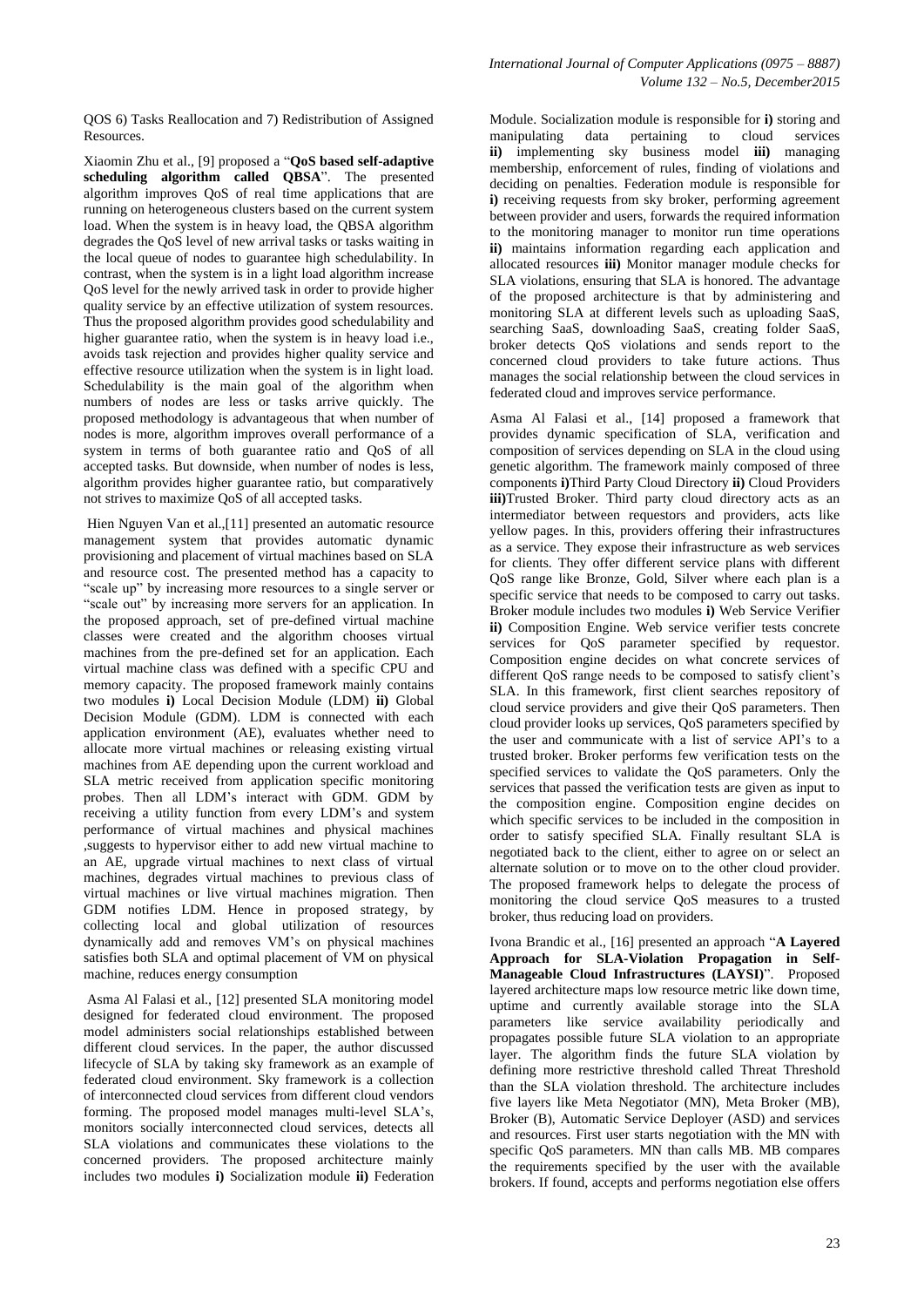QOS 6) Tasks Reallocation and 7) Redistribution of Assigned Resources.

Xiaomin Zhu et al., [9] proposed a "**QoS based self-adaptive scheduling algorithm called QBSA**". The presented algorithm improves QoS of real time applications that are running on heterogeneous clusters based on the current system load. When the system is in heavy load, the QBSA algorithm degrades the QoS level of new arrival tasks or tasks waiting in the local queue of nodes to guarantee high schedulability. In contrast, when the system is in a light load algorithm increase QoS level for the newly arrived task in order to provide higher quality service by an effective utilization of system resources. Thus the proposed algorithm provides good schedulability and higher guarantee ratio, when the system is in heavy load i.e., avoids task rejection and provides higher quality service and effective resource utilization when the system is in light load. Schedulability is the main goal of the algorithm when numbers of nodes are less or tasks arrive quickly. The proposed methodology is advantageous that when number of nodes is more, algorithm improves overall performance of a system in terms of both guarantee ratio and QoS of all accepted tasks. But downside, when number of nodes is less, algorithm provides higher guarantee ratio, but comparatively not strives to maximize QoS of all accepted tasks.

Hien Nguyen Van et al.,[11] presented an automatic resource management system that provides automatic dynamic provisioning and placement of virtual machines based on SLA and resource cost. The presented method has a capacity to "scale up" by increasing more resources to a single server or "scale out" by increasing more servers for an application. In the proposed approach, set of pre-defined virtual machine classes were created and the algorithm chooses virtual machines from the pre-defined set for an application. Each virtual machine class was defined with a specific CPU and memory capacity. The proposed framework mainly contains two modules **i)** Local Decision Module (LDM) **ii)** Global Decision Module (GDM). LDM is connected with each application environment (AE), evaluates whether need to allocate more virtual machines or releasing existing virtual machines from AE depending upon the current workload and SLA metric received from application specific monitoring probes. Then all LDM's interact with GDM. GDM by receiving a utility function from every LDM's and system performance of virtual machines and physical machines ,suggests to hypervisor either to add new virtual machine to an AE, upgrade virtual machines to next class of virtual machines, degrades virtual machines to previous class of virtual machines or live virtual machines migration. Then GDM notifies LDM. Hence in proposed strategy, by collecting local and global utilization of resources dynamically add and removes VM's on physical machines satisfies both SLA and optimal placement of VM on physical machine, reduces energy consumption

Asma Al Falasi et al., [12] presented SLA monitoring model designed for federated cloud environment. The proposed model administers social relationships established between different cloud services. In the paper, the author discussed lifecycle of SLA by taking sky framework as an example of federated cloud environment. Sky framework is a collection of interconnected cloud services from different cloud vendors forming. The proposed model manages multi-level SLA's, monitors socially interconnected cloud services, detects all SLA violations and communicates these violations to the concerned providers. The proposed architecture mainly includes two modules **i)** Socialization module **ii)** Federation Module. Socialization module is responsible for **i)** storing and manipulating data pertaining to cloud services **ii)** implementing sky business model **iii)** managing membership, enforcement of rules, finding of violations and deciding on penalties. Federation module is responsible for **i)** receiving requests from sky broker, performing agreement between provider and users, forwards the required information to the monitoring manager to monitor run time operations **ii)** maintains information regarding each application and allocated resources **iii)** Monitor manager module checks for SLA violations, ensuring that SLA is honored. The advantage of the proposed architecture is that by administering and monitoring SLA at different levels such as uploading SaaS, searching SaaS, downloading SaaS, creating folder SaaS, broker detects QoS violations and sends report to the concerned cloud providers to take future actions. Thus manages the social relationship between the cloud services in federated cloud and improves service performance.

Asma Al Falasi et al., [14] proposed a framework that provides dynamic specification of SLA, verification and composition of services depending on SLA in the cloud using genetic algorithm. The framework mainly composed of three components **i)**Third Party Cloud Directory **ii)** Cloud Providers **iii)**Trusted Broker. Third party cloud directory acts as an intermediator between requestors and providers, acts like yellow pages. In this, providers offering their infrastructures as a service. They expose their infrastructure as web services for clients. They offer different service plans with different QoS range like Bronze, Gold, Silver where each plan is a specific service that needs to be composed to carry out tasks. Broker module includes two modules **i)** Web Service Verifier **ii)** Composition Engine. Web service verifier tests concrete services for QoS parameter specified by requestor. Composition engine decides on what concrete services of different QoS range needs to be composed to satisfy client's SLA. In this framework, first client searches repository of cloud service providers and give their QoS parameters. Then cloud provider looks up services, QoS parameters specified by the user and communicate with a list of service API's to a trusted broker. Broker performs few verification tests on the specified services to validate the QoS parameters. Only the services that passed the verification tests are given as input to the composition engine. Composition engine decides on which specific services to be included in the composition in order to satisfy specified SLA. Finally resultant SLA is negotiated back to the client, either to agree on or select an alternate solution or to move on to the other cloud provider. The proposed framework helps to delegate the process of monitoring the cloud service QoS measures to a trusted broker, thus reducing load on providers.

Ivona Brandic et al., [16] presented an approach "**A Layered Approach for SLA-Violation Propagation in Self-Manageable Cloud Infrastructures (LAYSI)**". Proposed layered architecture maps low resource metric like down time, uptime and currently available storage into the SLA parameters like service availability periodically and propagates possible future SLA violation to an appropriate layer. The algorithm finds the future SLA violation by defining more restrictive threshold called Threat Threshold than the SLA violation threshold. The architecture includes five layers like Meta Negotiator (MN), Meta Broker (MB), Broker (B), Automatic Service Deployer (ASD) and services and resources. First user starts negotiation with the MN with specific QoS parameters. MN than calls MB. MB compares the requirements specified by the user with the available brokers. If found, accepts and performs negotiation else offers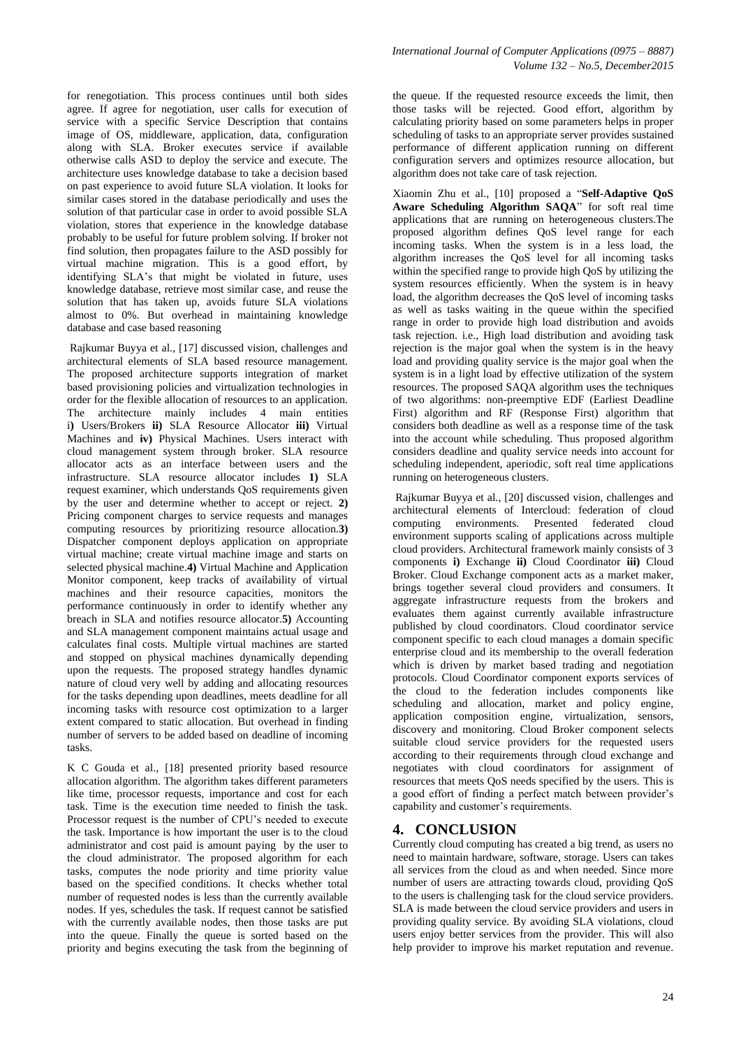for renegotiation. This process continues until both sides agree. If agree for negotiation, user calls for execution of service with a specific Service Description that contains image of OS, middleware, application, data, configuration along with SLA. Broker executes service if available otherwise calls ASD to deploy the service and execute. The architecture uses knowledge database to take a decision based on past experience to avoid future SLA violation. It looks for similar cases stored in the database periodically and uses the solution of that particular case in order to avoid possible SLA violation, stores that experience in the knowledge database probably to be useful for future problem solving. If broker not find solution, then propagates failure to the ASD possibly for virtual machine migration. This is a good effort, by identifying SLA's that might be violated in future, uses knowledge database, retrieve most similar case, and reuse the solution that has taken up, avoids future SLA violations almost to 0%. But overhead in maintaining knowledge database and case based reasoning

Rajkumar Buyya et al., [17] discussed vision, challenges and architectural elements of SLA based resource management. The proposed architecture supports integration of market based provisioning policies and virtualization technologies in order for the flexible allocation of resources to an application. The architecture mainly includes 4 main entities **i)** Users/Brokers **ii)** SLA Resource Allocator **iii)** Virtual Machines and **iv)** Physical Machines. Users interact with cloud management system through broker. SLA resource allocator acts as an interface between users and the infrastructure. SLA resource allocator includes **1)** SLA request examiner, which understands QoS requirements given by the user and determine whether to accept or reject. **2)** Pricing component charges to service requests and manages computing resources by prioritizing resource allocation.**3)** Dispatcher component deploys application on appropriate virtual machine; create virtual machine image and starts on selected physical machine.**4)** Virtual Machine and Application Monitor component, keep tracks of availability of virtual machines and their resource capacities, monitors the performance continuously in order to identify whether any breach in SLA and notifies resource allocator.**5)** Accounting and SLA management component maintains actual usage and calculates final costs. Multiple virtual machines are started and stopped on physical machines dynamically depending upon the requests. The proposed strategy handles dynamic nature of cloud very well by adding and allocating resources for the tasks depending upon deadlines, meets deadline for all incoming tasks with resource cost optimization to a larger extent compared to static allocation. But overhead in finding number of servers to be added based on deadline of incoming tasks.

K C Gouda et al., [18] presented priority based resource allocation algorithm. The algorithm takes different parameters like time, processor requests, importance and cost for each task. Time is the execution time needed to finish the task. Processor request is the number of CPU's needed to execute the task. Importance is how important the user is to the cloud administrator and cost paid is amount paying by the user to the cloud administrator. The proposed algorithm for each tasks, computes the node priority and time priority value based on the specified conditions. It checks whether total number of requested nodes is less than the currently available nodes. If yes, schedules the task. If request cannot be satisfied with the currently available nodes, then those tasks are put into the queue. Finally the queue is sorted based on the priority and begins executing the task from the beginning of the queue. If the requested resource exceeds the limit, then those tasks will be rejected. Good effort, algorithm by calculating priority based on some parameters helps in proper scheduling of tasks to an appropriate server provides sustained performance of different application running on different configuration servers and optimizes resource allocation, but algorithm does not take care of task rejection.

Xiaomin Zhu et al., [10] proposed a "**Self-Adaptive QoS Aware Scheduling Algorithm SAQA**" for soft real time applications that are running on heterogeneous clusters.The proposed algorithm defines QoS level range for each incoming tasks. When the system is in a less load, the algorithm increases the QoS level for all incoming tasks within the specified range to provide high QoS by utilizing the system resources efficiently. When the system is in heavy load, the algorithm decreases the QoS level of incoming tasks as well as tasks waiting in the queue within the specified range in order to provide high load distribution and avoids task rejection. i.e., High load distribution and avoiding task rejection is the major goal when the system is in the heavy load and providing quality service is the major goal when the system is in a light load by effective utilization of the system resources. The proposed SAQA algorithm uses the techniques of two algorithms: non-preemptive EDF (Earliest Deadline First) algorithm and RF (Response First) algorithm that considers both deadline as well as a response time of the task into the account while scheduling. Thus proposed algorithm considers deadline and quality service needs into account for scheduling independent, aperiodic, soft real time applications running on heterogeneous clusters.

Rajkumar Buyya et al., [20] discussed vision, challenges and architectural elements of Intercloud: federation of cloud computing environments. Presented federated cloud environment supports scaling of applications across multiple cloud providers. Architectural framework mainly consists of 3 components **i)** Exchange **ii)** Cloud Coordinator **iii)** Cloud Broker. Cloud Exchange component acts as a market maker, brings together several cloud providers and consumers. It aggregate infrastructure requests from the brokers and evaluates them against currently available infrastructure published by cloud coordinators. Cloud coordinator service component specific to each cloud manages a domain specific enterprise cloud and its membership to the overall federation which is driven by market based trading and negotiation protocols. Cloud Coordinator component exports services of the cloud to the federation includes components like scheduling and allocation, market and policy engine, application composition engine, virtualization, sensors, discovery and monitoring. Cloud Broker component selects suitable cloud service providers for the requested users according to their requirements through cloud exchange and negotiates with cloud coordinators for assignment of resources that meets QoS needs specified by the users. This is a good effort of finding a perfect match between provider's capability and customer's requirements.

## 4. CONCLUSION

Currently cloud computing has created a big trend, as users no need to maintain hardware, software, storage. Users can takes all services from the cloud as and when needed. Since more number of users are attracting towards cloud, providing QoS to the users is challenging task for the cloud service providers. SLA is made between the cloud service providers and users in providing quality service. By avoiding SLA violations, cloud users enjoy better services from the provider. This will also help provider to improve his market reputation and revenue.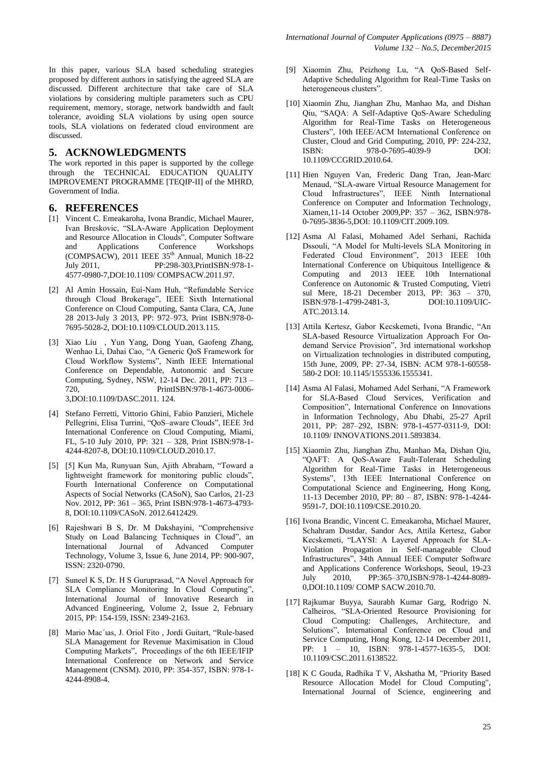In this paper, various SLA based scheduling strategies proposed by different authors in satisfying the agreed SLA are discussed. Different architecture that take care of SLA violations by considering multiple parameters such as CPU requirement, memory, storage, network bandwidth and fault tolerance, avoiding SLA violations by using open source tools, SLA violations on federated cloud environment are discussed.

## 5. ACKNOWLEDGMENTS

The work reported in this paper is supported by the college through the TECHNICAL EDUCATION QUALITY IMPROVEMENT PROGRAMME [TEQIP-II] of the MHRD, Government of India.

## 6. REFERENCES

[1] Vincent C. Emeakaroha, Ivona Brandic, Michael Maurer, Ivan Breskovic, "SLA-Aware Application Deployment and Resource Allocation in Clouds", Computer Software and Applications Conference Workshops (COMPSACW), 2011 IEEE 35th Annual, Munich 18-22 July 2011, PP:298-303,PrintISBN:978-1-4577-0980-7,DOI:10.1109/ COMPSACW.2011.97.

[2] Al Amin Hossain, Eui-Nam Huh, "Refundable Service through Cloud Brokerage", IEEE Sixth International Conference on Cloud Computing, Santa Clara, CA, June 28 2013-July 3 2013, PP: 972–973, Print ISBN:978-0-7695-5028-2, DOI:10.1109/CLOUD.2013.115.

[3] Xiao Liu , Yun Yang, Dong Yuan, Gaofeng Zhang, Wenhao Li, Dahai Cao, "A Generic QoS Framework for Cloud Workflow Systems", Ninth IEEE International Conference on Dependable, Autonomic and Secure Computing, Sydney, NSW, 12-14 Dec. 2011, PP: 713 – 720, PrintISBN:978-1-4673-0006-3,DOI:10.1109/DASC.2011. 124.

[4] Stefano Ferretti, Vittorio Ghini, Fabio Panzieri, Michele Pellegrini, Elisa Turrini, "QoS–aware Clouds", IEEE 3rd International Conference on Cloud Computing, Miami, FL, 5-10 July 2010, PP: 321 – 328, Print ISBN:978-1-4244-8207-8, DOI:10.1109/CLOUD.2010.17.

[5] [5] Kun Ma, Runyuan Sun, Ajith Abraham, "Toward a lightweight framework for monitoring public clouds", Fourth International Conference on Computational Aspects of Social Networks (CASoN), Sao Carlos, 21-23 Nov. 2012, PP: 361 – 365, Print ISBN:978-1-4673-4793-8, DOI:10.1109/CASoN. 2012.6412429.

[6] Rajeshwari B S, Dr. M Dakshayini, "Comprehensive Study on Load Balancing Techniques in Cloud", an International Journal of Advanced Computer Technology, Volume 3, Issue 6, June 2014, PP: 900-907, ISSN: 2320-0790.

[7] Suneel K S, Dr. H S Guruprasad, "A Novel Approach for SLA Compliance Monitoring In Cloud Computing", International Journal of Innovative Research in Advanced Engineering, Volume 2, Issue 2, February 2015, PP: 154-159, ISSN: 2349-2163.

[8] Mario Mac´ıas, J. Oriol Fito , Jordi Guitart, "Rule-based SLA Management for Revenue Maximisation in Cloud Computing Markets", Proceedings of the 6th IEEE/IFIP International Conference on Network and Service Management (CNSM). 2010, PP: 354-357, ISBN: 978-1-4244-8908-4.

[9] Xiaomin Zhu, Peizhong Lu, "A QoS-Based Self-Adaptive Scheduling Algorithm for Real-Time Tasks on heterogeneous clusters".

[10] Xiaomin Zhu, Jianghan Zhu, Manhao Ma, and Dishan Qiu, "SAQA: A Self-Adaptive QoS-Aware Scheduling Algorithm for Real-Time Tasks on Heterogeneous Clusters", 10th IEEE/ACM International Conference on Cluster, Cloud and Grid Computing, 2010, PP: 224-232, ISBN: 978-0-7695-4039-9 DOI: 10.1109/CCGRID.2010.64.

[11] Hien Nguyen Van, Frederic Dang Tran, Jean-Marc Menaud, "SLA-aware Virtual Resource Management for Cloud Infrastructures", IEEE Ninth International Conference on Computer and Information Technology, Xiamen,11-14 October 2009,PP: 357 – 362, ISBN:978-0-7695-3836-5,DOI: 10.1109/CIT.2009.109.

[12] Asma Al Falasi, Mohamed Adel Serhani, Rachida Dssouli, "A Model for Multi-levels SLA Monitoring in Federated Cloud Environment", 2013 IEEE 10th International Conference on Ubiquitous Intelligence & Computing and 2013 IEEE 10th International Conference on Autonomic & Trusted Computing, Vietri sul Mere, 18-21 December 2013, PP: 363 – 370, ISBN:978-1-4799-2481-3, DOI:10.1109/UIC-ATC.2013.14.

[13] Attila Kertesz, Gabor Kecskemeti, Ivona Brandic, "An SLA-based Resource Virtualization Approach For On-demand Service Provision", 3rd international workshop on Virtualization technologies in distributed computing, 15th June, 2009, PP: 27-34, ISBN: ACM 978-1-60558-580-2 DOI: 10.1145/1555336.1555341.

[14] Asma Al Falasi, Mohamed Adel Serhani, "A Framework for SLA-Based Cloud Services, Verification and Composition", International Conference on Innovations in Information Technology, Abu Dhabi, 25-27 April 2011, PP: 287–292, ISBN: 978-1-4577-0311-9, DOI: 10.1109/ INNOVATIONS.2011.5893834.

[15] Xiaomin Zhu, Jianghan Zhu, Manhao Ma, Dishan Qiu, "QAFT: A QoS-Aware Fault-Tolerant Scheduling Algorithm for Real-Time Tasks in Heterogeneous Systems", 13th IEEE International Conference on Computational Science and Engineering, Hong Kong, 11-13 December 2010, PP: 80 – 87, ISBN: 978-1-4244-9591-7, DOI:10.1109/CSE.2010.20.

[16] Ivona Brandic, Vincent C. Emeakaroha, Michael Maurer, Schahram Dustdar, Sandor Acs, Attila Kertesz, Gabor Kecskemeti, "LAYSI: A Layered Approach for SLA-Violation Propagation in Self-manageable Cloud Infrastructures", 34th Annual IEEE Computer Software and Applications Conference Workshops, Seoul, 19-23 July 2010, PP:365–370,ISBN:978-1-4244-8089-0,DOI:10.1109/ COMP SACW.2010.70.

[17] Rajkumar Buyya, Saurabh Kumar Garg, Rodrigo N. Calheiros, "SLA-Oriented Resource Provisioning for Cloud Computing: Challenges, Architecture, and Solutions", International Conference on Cloud and Service Computing, Hong Kong, 12-14 December 2011, PP: 1 – 10, ISBN: 978-1-4577-1635-5, DOI: 10.1109/CSC.2011.6138522.

[18] K C Gouda, Radhika T V, Akshatha M, "Priority Based Resource Allocation Model for Cloud Computing", International Journal of Science, engineering and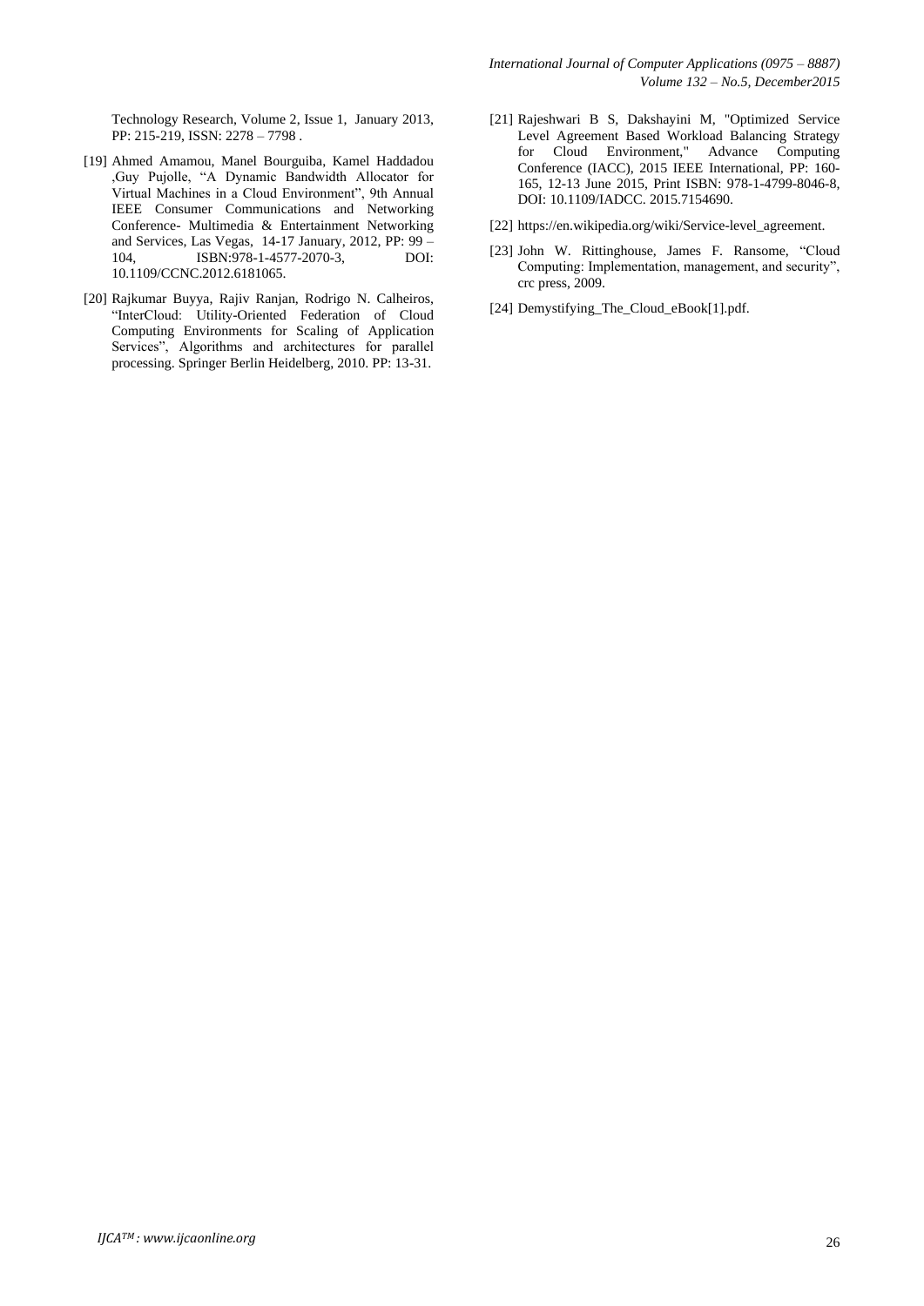Technology Research, Volume 2, Issue 1, January 2013, PP: 215-219, ISSN: 2278 – 7798 .

[19] Ahmed Amamou, Manel Bourguiba, Kamel Haddadou ,Guy Pujolle, "A Dynamic Bandwidth Allocator for Virtual Machines in a Cloud Environment", 9th Annual IEEE Consumer Communications and Networking Conference- Multimedia & Entertainment Networking and Services, Las Vegas, 14-17 January, 2012, PP: 99 – 104, ISBN:978-1-4577-2070-3, DOI: 10.1109/CCNC.2012.6181065.

[20] Rajkumar Buyya, Rajiv Ranjan, Rodrigo N. Calheiros, "InterCloud: Utility-Oriented Federation of Cloud Computing Environments for Scaling of Application Services", Algorithms and architectures for parallel processing. Springer Berlin Heidelberg, 2010. PP: 13-31.

[21] Rajeshwari B S, Dakshayini M, "Optimized Service Level Agreement Based Workload Balancing Strategy for Cloud Environment," Advance Computing Conference (IACC), 2015 IEEE International, PP: 160-165, 12-13 June 2015, Print ISBN: 978-1-4799-8046-8, DOI: 10.1109/IADCC. 2015.7154690.

[22] https://en.wikipedia.org/wiki/Service-level_agreement.

[23] John W. Rittinghouse, James F. Ransome, "Cloud Computing: Implementation, management, and security", crc press, 2009.

[24] Demystifying_The_Cloud_eBook[1].pdf.